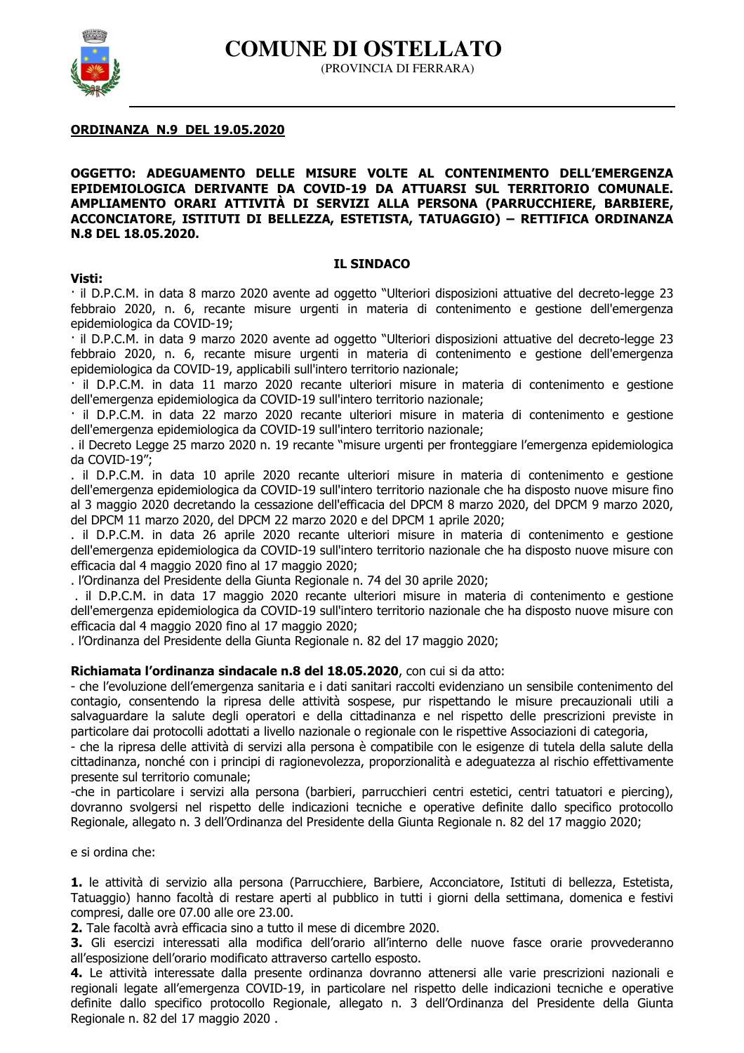# COMUNE DI OSTELLATO

(PROVINCIA DI FERRARA)

**ORDINANZA N.9 DEL 19.05.2020**

**OGGETTO: ADEGUAMENTO DELLE MISURE VOLTE AL CONTENIMENTO DELL'EMERGENZA EPIDEMIOLOGICA DERIVANTE DA COVID-19 DA ATTUARSI SUL TERRITORIO COMUNALE. AMPLIAMENTO ORARI ATTIVITÀ DI SERVIZI ALLA PERSONA (PARRUCCHIERE, BARBIERE, ACCONCIATORE, ISTITUTI DI BELLEZZA, ESTETISTA, TATUAGGIO) – RETTIFICA ORDINANZA N.8 DEL 18.05.2020.**

**IL SINDACO**

**Visti:**

· il D.P.C.M. in data 8 marzo 2020 avente ad oggetto "Ulteriori disposizioni attuative del decreto-legge 23 febbraio 2020, n. 6, recante misure urgenti in materia di contenimento e gestione dell'emergenza epidemiologica da COVID-19;

· il D.P.C.M. in data 9 marzo 2020 avente ad oggetto "Ulteriori disposizioni attuative del decreto-legge 23 febbraio 2020, n. 6, recante misure urgenti in materia di contenimento e gestione dell'emergenza epidemiologica da COVID-19, applicabili sull'intero territorio nazionale;

· il D.P.C.M. in data 11 marzo 2020 recante ulteriori misure in materia di contenimento e gestione dell'emergenza epidemiologica da COVID-19 sull'intero territorio nazionale;

· il D.P.C.M. in data 22 marzo 2020 recante ulteriori misure in materia di contenimento e gestione dell'emergenza epidemiologica da COVID-19 sull'intero territorio nazionale;

. il Decreto Legge 25 marzo 2020 n. 19 recante "misure urgenti per fronteggiare l'emergenza epidemiologica da COVID-19";

. il D.P.C.M. in data 10 aprile 2020 recante ulteriori misure in materia di contenimento e gestione dell'emergenza epidemiologica da COVID-19 sull'intero territorio nazionale che ha disposto nuove misure fino al 3 maggio 2020 decretando la cessazione dell'efficacia del DPCM 8 marzo 2020, del DPCM 9 marzo 2020, del DPCM 11 marzo 2020, del DPCM 22 marzo 2020 e del DPCM 1 aprile 2020;

. il D.P.C.M. in data 26 aprile 2020 recante ulteriori misure in materia di contenimento e gestione dell'emergenza epidemiologica da COVID-19 sull'intero territorio nazionale che ha disposto nuove misure con efficacia dal 4 maggio 2020 fino al 17 maggio 2020;

. l'Ordinanza del Presidente della Giunta Regionale n. 74 del 30 aprile 2020;

. il D.P.C.M. in data 17 maggio 2020 recante ulteriori misure in materia di contenimento e gestione dell'emergenza epidemiologica da COVID-19 sull'intero territorio nazionale che ha disposto nuove misure con efficacia dal 4 maggio 2020 fino al 17 maggio 2020;

. l'Ordinanza del Presidente della Giunta Regionale n. 82 del 17 maggio 2020;

**Richiamata l'ordinanza sindacale n.8 del 18.05.2020**, con cui si da atto:

- che l'evoluzione dell'emergenza sanitaria e i dati sanitari raccolti evidenziano un sensibile contenimento del contagio, consentendo la ripresa delle attività sospese, pur rispettando le misure precauzionali utili a salvaguardare la salute degli operatori e della cittadinanza e nel rispetto delle prescrizioni previste in particolare dai protocolli adottati a livello nazionale o regionale con le rispettive Associazioni di categoria,

- che la ripresa delle attività di servizi alla persona è compatibile con le esigenze di tutela della salute della cittadinanza, nonché con i principi di ragionevolezza, proporzionalità e adeguatezza al rischio effettivamente presente sul territorio comunale;

-che in particolare i servizi alla persona (barbieri, parrucchieri centri estetici, centri tatuatori e piercing), dovranno svolgersi nel rispetto delle indicazioni tecniche e operative definite dallo specifico protocollo Regionale, allegato n. 3 dell'Ordinanza del Presidente della Giunta Regionale n. 82 del 17 maggio 2020;

e si ordina che:

**1.** le attività di servizio alla persona (Parrucchiere, Barbiere, Acconciatore, Istituti di bellezza, Estetista, Tatuaggio) hanno facoltà di restare aperti al pubblico in tutti i giorni della settimana, domenica e festivi compresi, dalle ore 07.00 alle ore 23.00.

**2.** Tale facoltà avrà efficacia sino a tutto il mese di dicembre 2020.

**3.** Gli esercizi interessati alla modifica dell'orario all'interno delle nuove fasce orarie provvederanno all'esposizione dell'orario modificato attraverso cartello esposto.

**4.** Le attività interessate dalla presente ordinanza dovranno attenersi alle varie prescrizioni nazionali e regionali legate all'emergenza COVID-19, in particolare nel rispetto delle indicazioni tecniche e operative definite dallo specifico protocollo Regionale, allegato n. 3 dell'Ordinanza del Presidente della Giunta Regionale n. 82 del 17 maggio 2020 .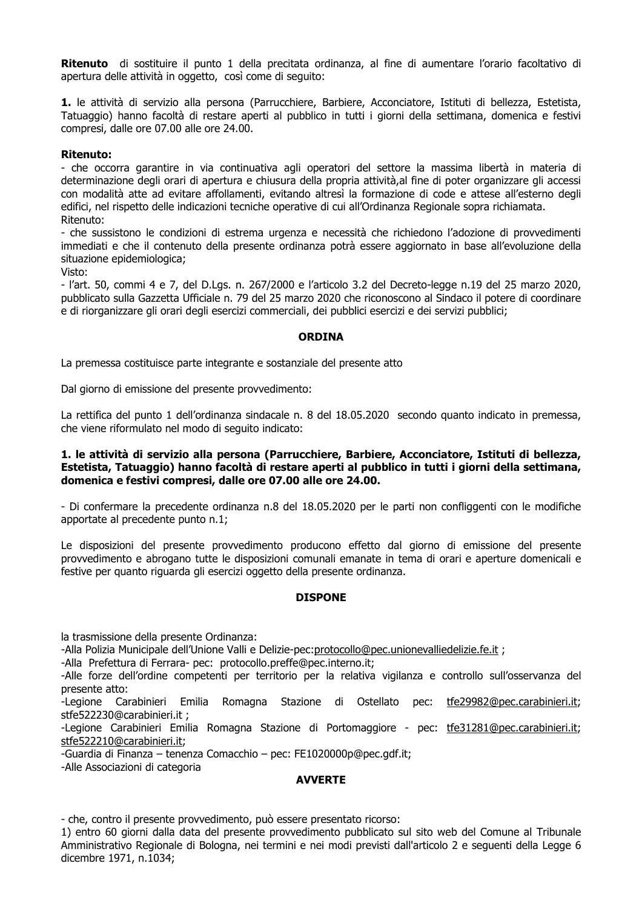**Ritenuto** di sostituire il punto 1 della precitata ordinanza, al fine di aumentare l'orario facoltativo di apertura delle attività in oggetto, così come di seguito:

**1.** le attività di servizio alla persona (Parrucchiere, Barbiere, Acconciatore, Istituti di bellezza, Estetista, Tatuaggio) hanno facoltà di restare aperti al pubblico in tutti i giorni della settimana, domenica e festivi compresi, dalle ore 07.00 alle ore 24.00.

**Ritenuto:**

- che occorra garantire in via continuativa agli operatori del settore la massima libertà in materia di determinazione degli orari di apertura e chiusura della propria attività,al fine di poter organizzare gli accessi con modalità atte ad evitare affollamenti, evitando altresì la formazione di code e attese all'esterno degli edifici, nel rispetto delle indicazioni tecniche operative di cui all'Ordinanza Regionale sopra richiamata.

Ritenuto:

- che sussistono le condizioni di estrema urgenza e necessità che richiedono l'adozione di provvedimenti immediati e che il contenuto della presente ordinanza potrà essere aggiornato in base all'evoluzione della situazione epidemiologica;

Visto:

- l'art. 50, commi 4 e 7, del D.Lgs. n. 267/2000 e l'articolo 3.2 del Decreto-legge n.19 del 25 marzo 2020, pubblicato sulla Gazzetta Ufficiale n. 79 del 25 marzo 2020 che riconoscono al Sindaco il potere di coordinare e di riorganizzare gli orari degli esercizi commerciali, dei pubblici esercizi e dei servizi pubblici;

**ORDINA**

La premessa costituisce parte integrante e sostanziale del presente atto

Dal giorno di emissione del presente provvedimento:

La rettifica del punto 1 dell'ordinanza sindacale n. 8 del 18.05.2020 secondo quanto indicato in premessa, che viene riformulato nel modo di seguito indicato:

**1. le attività di servizio alla persona (Parrucchiere, Barbiere, Acconciatore, Istituti di bellezza, Estetista, Tatuaggio) hanno facoltà di restare aperti al pubblico in tutti i giorni della settimana, domenica e festivi compresi, dalle ore 07.00 alle ore 24.00.**

- Di confermare la precedente ordinanza n.8 del 18.05.2020 per le parti non confliggenti con le modifiche apportate al precedente punto n.1;

Le disposizioni del presente provvedimento producono effetto dal giorno di emissione del presente provvedimento e abrogano tutte le disposizioni comunali emanate in tema di orari e aperture domenicali e festive per quanto riguarda gli esercizi oggetto della presente ordinanza.

**DISPONE**

la trasmissione della presente Ordinanza:

-Alla Polizia Municipale dell'Unione Valli e Delizie-pec:protocollo@pec.unionevalliedelizie.fe.it ;

-Alla Prefettura di Ferrara- pec: protocollo.preffe@pec.interno.it;

-Alle forze dell'ordine competenti per territorio per la relativa vigilanza e controllo sull'osservanza del presente atto:

-Legione Carabinieri Emilia Romagna Stazione di Ostellato pec: tfe29982@pec.carabinieri.it; stfe522230@carabinieri.it ;

-Legione Carabinieri Emilia Romagna Stazione di Portomaggiore - pec: tfe31281@pec.carabinieri.it; stfe522210@carabinieri.it;

-Guardia di Finanza – tenenza Comacchio – pec: FE1020000p@pec.gdf.it;

-Alle Associazioni di categoria

**AVVERTE**

- che, contro il presente provvedimento, può essere presentato ricorso:

1) entro 60 giorni dalla data del presente provvedimento pubblicato sul sito web del Comune al Tribunale Amministrativo Regionale di Bologna, nei termini e nei modi previsti dall'articolo 2 e seguenti della Legge 6 dicembre 1971, n.1034;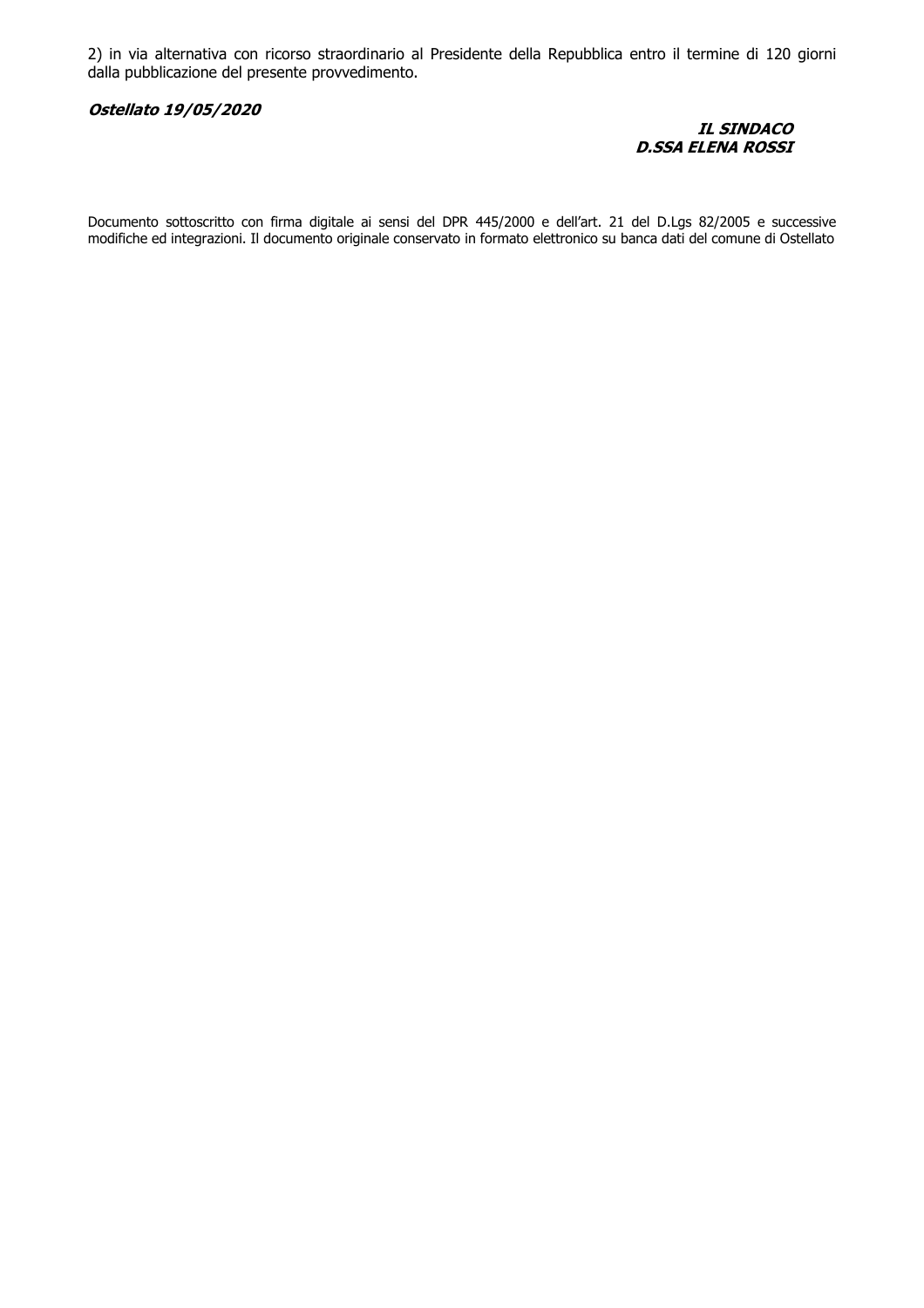2) in via alternativa con ricorso straordinario al Presidente della Repubblica entro il termine di 120 giorni dalla pubblicazione del presente provvedimento.

***Ostellato 19/05/2020***

***IL SINDACO***
***D.SSA ELENA ROSSI***

Documento sottoscritto con firma digitale ai sensi del DPR 445/2000 e dell’art. 21 del D.Lgs 82/2005 e successive modifiche ed integrazioni. Il documento originale conservato in formato elettronico su banca dati del comune di Ostellato